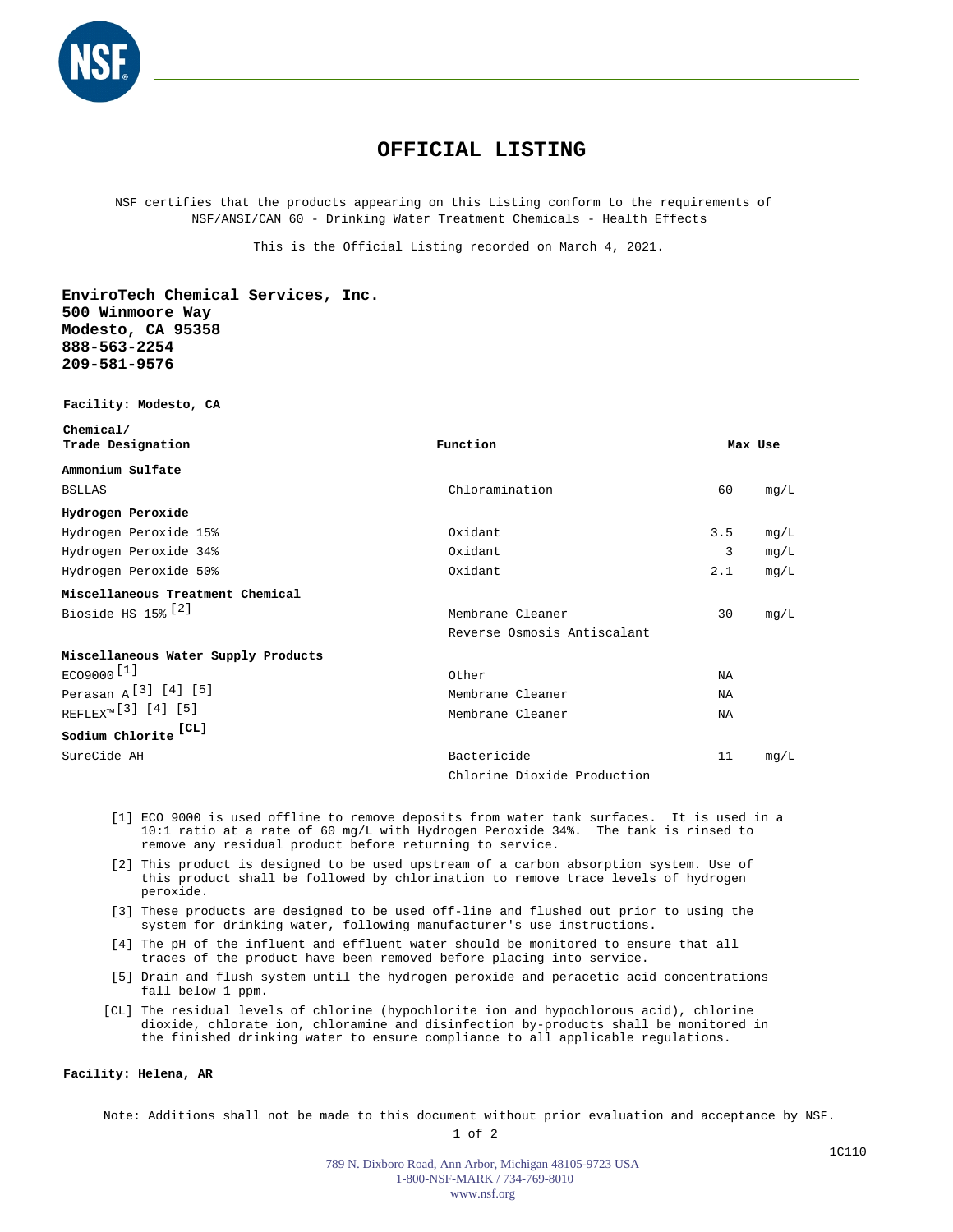# OFFICIAL LISTING

NSF certifies that the products appearing on this Listing conform to the requirements of NSF/ANSI/CAN 60 - Drinking Water Treatment Chemicals - Health Effects

This is the Official Listing recorded on March 4, 2021.

**EnviroTech Chemical Services, Inc.**
**500 Winmoore Way**
**Modesto, CA 95358**
**888-563-2254**
**209-581-9576**

**Facility: Modesto, CA**

| Chemical/ Trade Designation | Function | Max Use | |
|---|---|---|---|
| **Ammonium Sulfate** | | | |
| BSLLAS | Chloramination | 60 | mg/L |
| **Hydrogen Peroxide** | | | |
| Hydrogen Peroxide 15% | Oxidant | 3.5 | mg/L |
| Hydrogen Peroxide 34% | Oxidant | 3 | mg/L |
| Hydrogen Peroxide 50% | Oxidant | 2.1 | mg/L |
| **Miscellaneous Treatment Chemical** | | | |
| Bioside HS 15% [2] | Membrane Cleaner | 30 | mg/L |
| | Reverse Osmosis Antiscalant | | |
| **Miscellaneous Water Supply Products** | | | |
| ECO9000 [1] | Other | NA | |
| Perasan A [3] [4] [5] | Membrane Cleaner | NA | |
| REFLEX™ [3] [4] [5] | Membrane Cleaner | NA | |
| **Sodium Chlorite [CL]** | | | |
| SureCide AH | Bactericide | 11 | mg/L |
| | Chlorine Dioxide Production | | |

[1] ECO 9000 is used offline to remove deposits from water tank surfaces. It is used in a 10:1 ratio at a rate of 60 mg/L with Hydrogen Peroxide 34%. The tank is rinsed to remove any residual product before returning to service.

[2] This product is designed to be used upstream of a carbon absorption system. Use of this product shall be followed by chlorination to remove trace levels of hydrogen peroxide.

[3] These products are designed to be used off-line and flushed out prior to using the system for drinking water, following manufacturer's use instructions.

[4] The pH of the influent and effluent water should be monitored to ensure that all traces of the product have been removed before placing into service.

[5] Drain and flush system until the hydrogen peroxide and peracetic acid concentrations fall below 1 ppm.

[CL] The residual levels of chlorine (hypochlorite ion and hypochlorous acid), chlorine dioxide, chlorate ion, chloramine and disinfection by-products shall be monitored in the finished drinking water to ensure compliance to all applicable regulations.

**Facility: Helena, AR**

Note: Additions shall not be made to this document without prior evaluation and acceptance by NSF.

1C110

789 N. Dixboro Road, Ann Arbor, Michigan 48105-9723 USA
1-800-NSF-MARK / 734-769-8010
www.nsf.org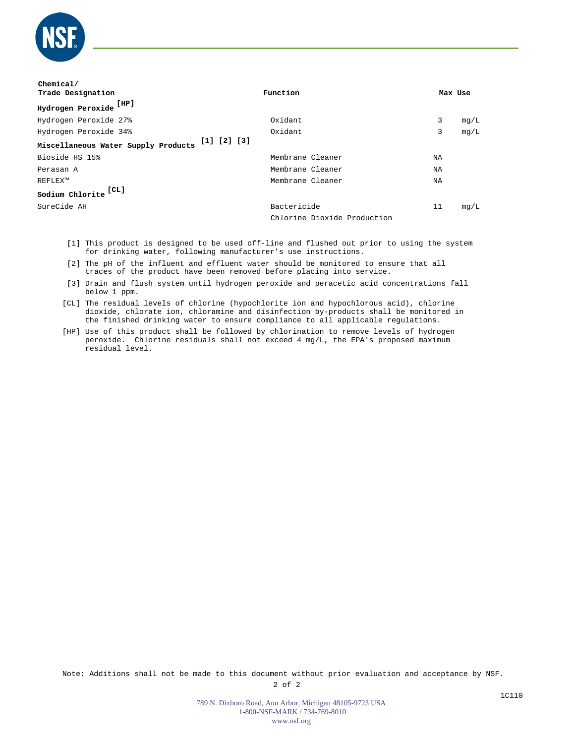| Chemical/ Trade Designation | Function | Max Use | |
|---|---|---|---|
| **Hydrogen Peroxide [HP]** | | | |
| Hydrogen Peroxide 27% | Oxidant | 3 | mg/L |
| Hydrogen Peroxide 34% | Oxidant | 3 | mg/L |
| **Miscellaneous Water Supply Products [1] [2] [3]** | | | |
| Bioside HS 15% | Membrane Cleaner | NA | |
| Perasan A | Membrane Cleaner | NA | |
| REFLEX™ | Membrane Cleaner | NA | |
| **Sodium Chlorite [CL]** | | | |
| SureCide AH | Bactericide | 11 | mg/L |
| | Chlorine Dioxide Production | | |

[1] This product is designed to be used off-line and flushed out prior to using the system for drinking water, following manufacturer's use instructions.

[2] The pH of the influent and effluent water should be monitored to ensure that all traces of the product have been removed before placing into service.

[3] Drain and flush system until hydrogen peroxide and peracetic acid concentrations fall below 1 ppm.

[CL] The residual levels of chlorine (hypochlorite ion and hypochlorous acid), chlorine dioxide, chlorate ion, chloramine and disinfection by-products shall be monitored in the finished drinking water to ensure compliance to all applicable regulations.

[HP] Use of this product shall be followed by chlorination to remove levels of hydrogen peroxide. Chlorine residuals shall not exceed 4 mg/L, the EPA's proposed maximum residual level.

Note: Additions shall not be made to this document without prior evaluation and acceptance by NSF.